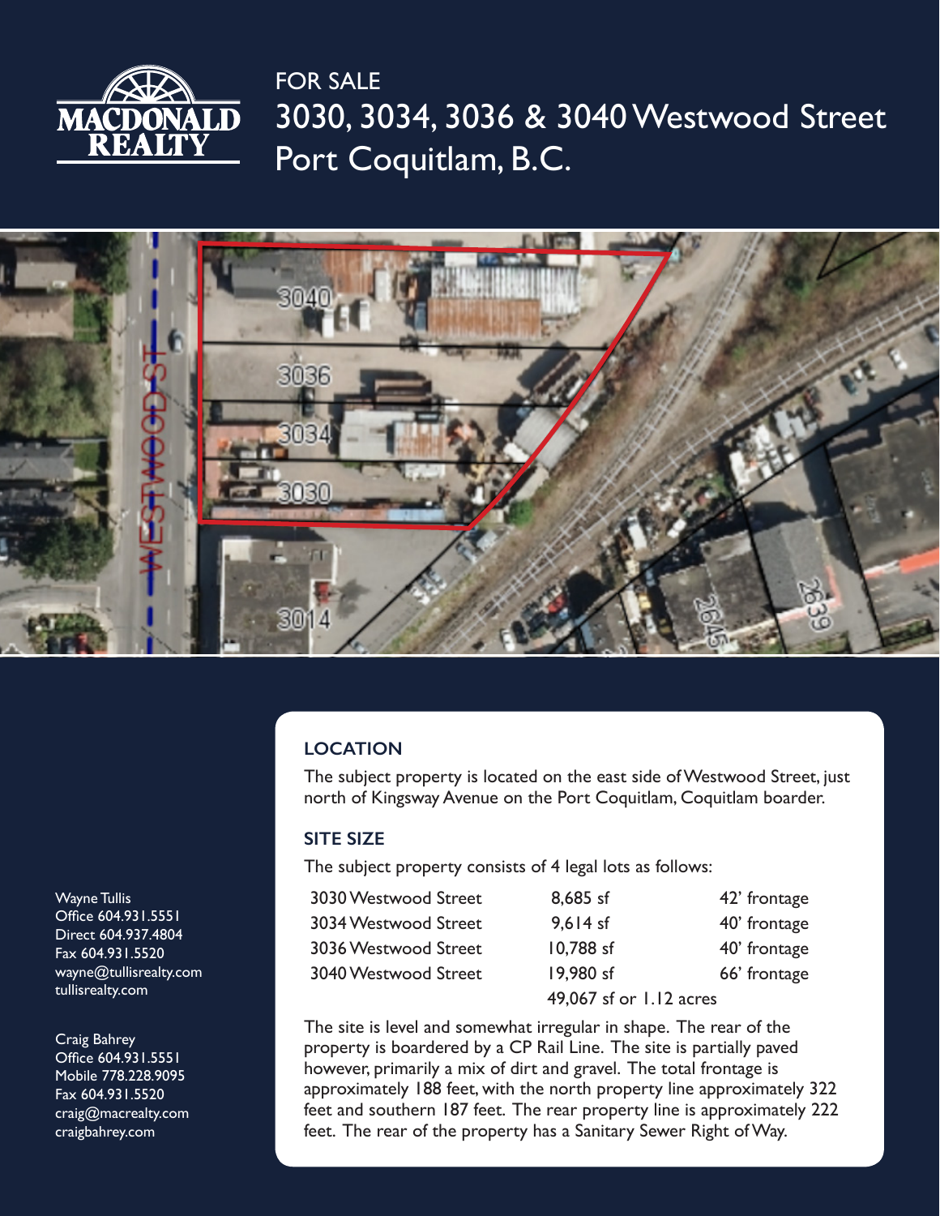MACDONALD REALTY

# FOR SALE
# 3030, 3034, 3036 & 3040 Westwood Street
# Port Coquitlam, B.C.

## LOCATION

The subject property is located on the east side of Westwood Street, just north of Kingsway Avenue on the Port Coquitlam, Coquitlam boarder.

## SITE SIZE

The subject property consists of 4 legal lots as follows:

| | | |
|---|---|---|
| 3030 Westwood Street | 8,685 sf | 42' frontage |
| 3034 Westwood Street | 9,614 sf | 40' frontage |
| 3036 Westwood Street | 10,788 sf | 40' frontage |
| 3040 Westwood Street | 19,980 sf | 66' frontage |
| | 49,067 sf or 1.12 acres | |

The site is level and somewhat irregular in shape. The rear of the property is boardered by a CP Rail Line. The site is partially paved however, primarily a mix of dirt and gravel. The total frontage is approximately 188 feet, with the north property line approximately 322 feet and southern 187 feet. The rear property line is approximately 222 feet. The rear of the property has a Sanitary Sewer Right of Way.

Wayne Tullis
Office 604.931.5551
Direct 604.937.4804
Fax 604.931.5520
wayne@tullisrealty.com
tullisrealty.com

Craig Bahrey
Office 604.931.5551
Mobile 778.228.9095
Fax 604.931.5520
craig@macrealty.com
craigbahrey.com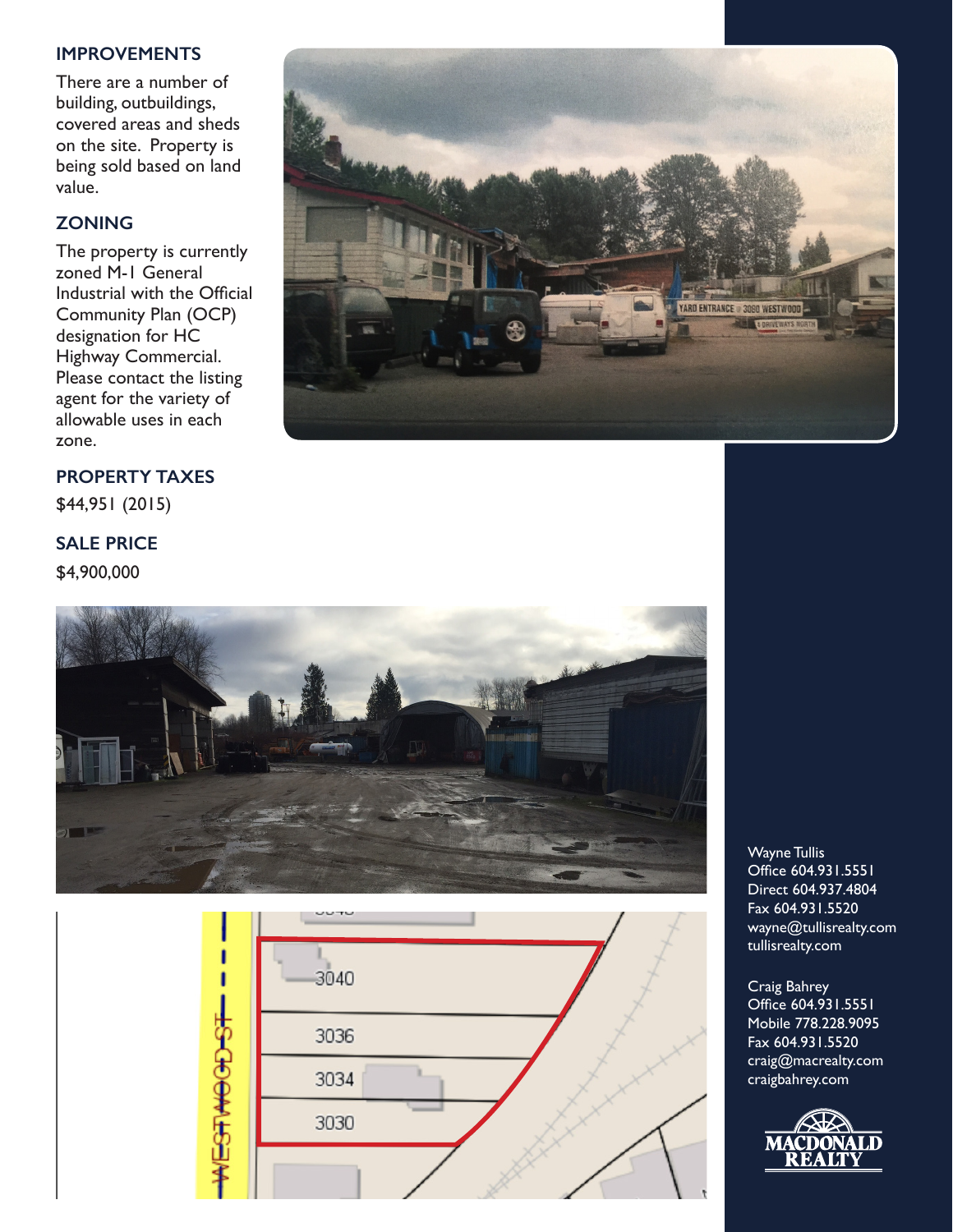## IMPROVEMENTS

There are a number of building, outbuildings, covered areas and sheds on the site. Property is being sold based on land value.

## ZONING

The property is currently zoned M-1 General Industrial with the Official Community Plan (OCP) designation for HC Highway Commercial. Please contact the listing agent for the variety of allowable uses in each zone.

## PROPERTY TAXES

$44,951 (2015)

## SALE PRICE

$4,900,000

Wayne Tullis
Office 604.931.5551
Direct 604.937.4804
Fax 604.931.5520
wayne@tullisrealty.com
tullisrealty.com

Craig Bahrey
Office 604.931.5551
Mobile 778.228.9095
Fax 604.931.5520
craig@macrealty.com
craigbahrey.com

MACDONALD REALTY